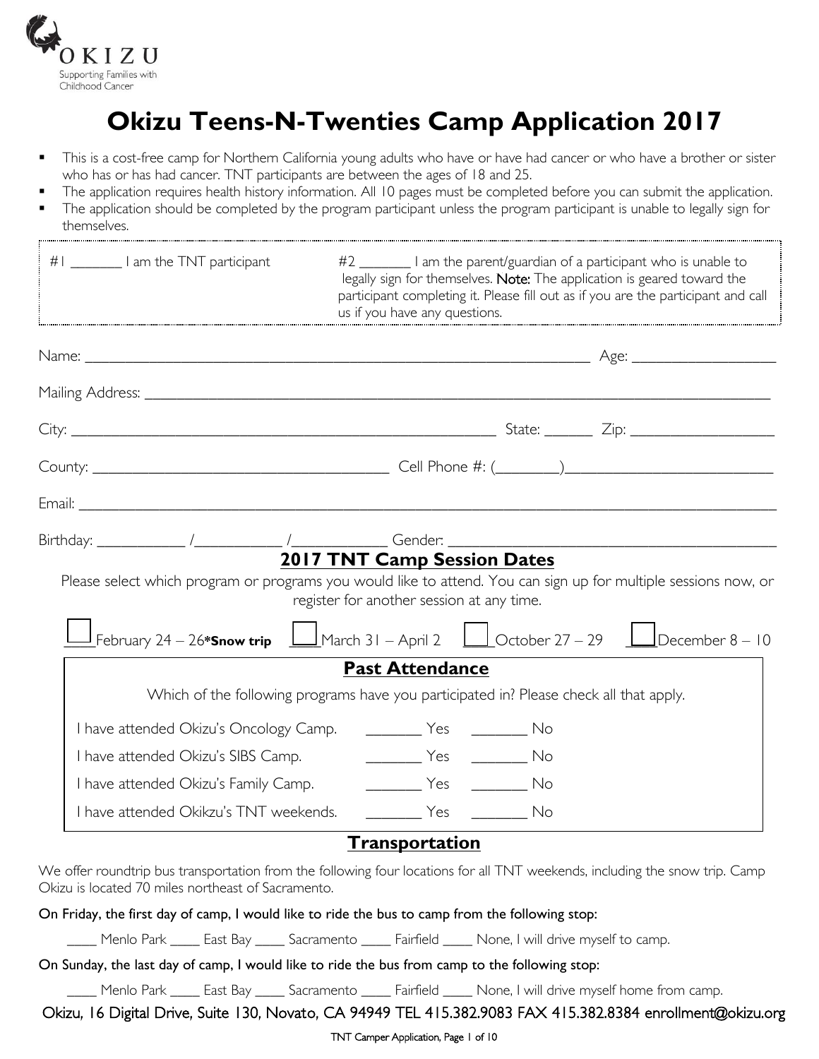OKIZU

Supporting Families with Childhood Cancer

# Okizu Teens-N-Twenties Camp Application 2017

- This is a cost-free camp for Northern California young adults who have or have had cancer or who have a brother or sister who has or has had cancer. TNT participants are between the ages of 18 and 25.
- The application requires health history information. All 10 pages must be completed before you can submit the application.
- The application should be completed by the program participant unless the program participant is unable to legally sign for themselves.

#1 _______ I am the TNT participant

#2 _______ I am the parent/guardian of a participant who is unable to legally sign for themselves. **Note:** The application is geared toward the participant completing it. Please fill out as if you are the participant and call us if you have any questions.

Name: ______________________________________________ Age: ______________

Mailing Address: ________________________________________________________

City: ________________________________________ State: ______ Zip: ______________

County: ___________________________ Cell Phone #: (________)____________________

Email: ________________________________________________________________

Birthday: __________ /__________ /__________ Gender: ______________________________

## 2017 TNT Camp Session Dates

Please select which program or programs you would like to attend. You can sign up for multiple sessions now, or register for another session at any time.

☐ February 24 – 26 **\*Snow trip** ☐ March 31 – April 2 ☐ October 27 – 29 ☐ December 8 – 10

## Past Attendance

Which of the following programs have you participated in? Please check all that apply.

I have attended Okizu's Oncology Camp. _______ Yes _______ No

I have attended Okizu's SIBS Camp. _______ Yes _______ No

I have attended Okizu's Family Camp. _______ Yes _______ No

I have attended Okikzu's TNT weekends. _______ Yes _______ No

## Transportation

We offer roundtrip bus transportation from the following four locations for all TNT weekends, including the snow trip. Camp Okizu is located 70 miles northeast of Sacramento.

On Friday, the first day of camp, I would like to ride the bus to camp from the following stop:

____ Menlo Park ____ East Bay ____ Sacramento ____ Fairfield ____ None, I will drive myself to camp.

On Sunday, the last day of camp, I would like to ride the bus from camp to the following stop:

____ Menlo Park ____ East Bay ____ Sacramento ____ Fairfield ____ None, I will drive myself home from camp.

Okizu, 16 Digital Drive, Suite 130, Novato, CA 94949 TEL 415.382.9083 FAX 415.382.8384 enrollment@okizu.org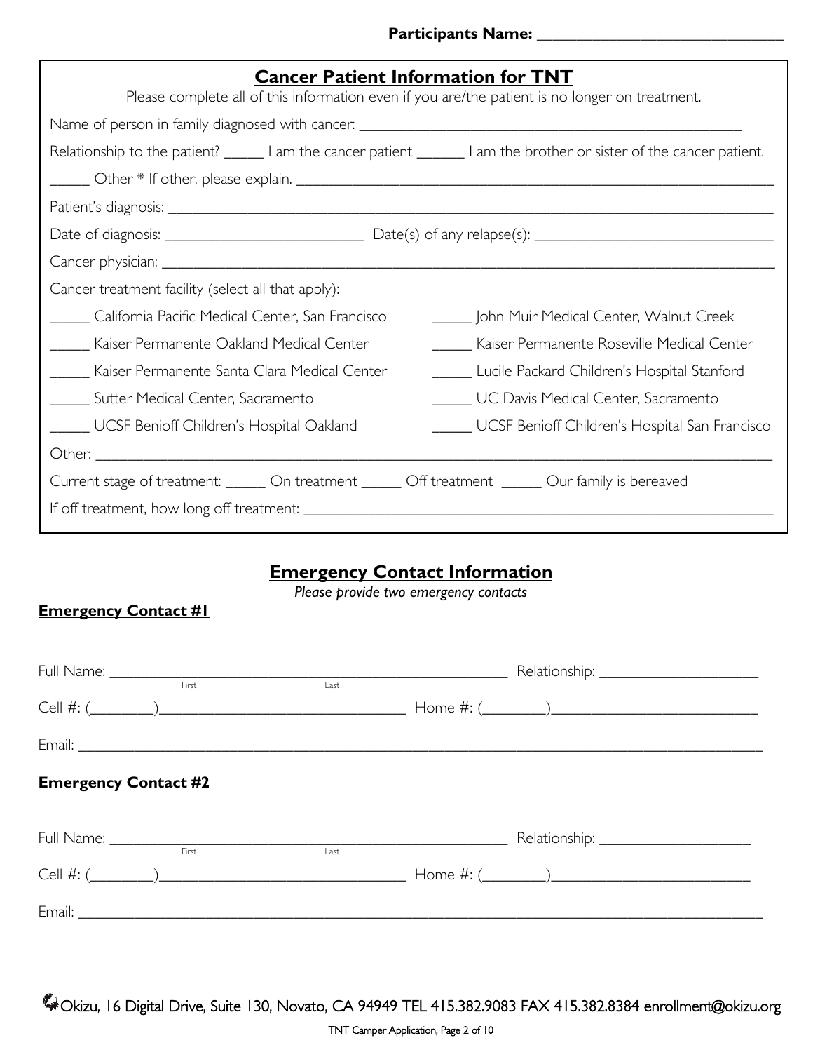**Participants Name:** ______________________________

## Cancer Patient Information for TNT

Please complete all of this information even if you are/the patient is no longer on treatment.

Name of person in family diagnosed with cancer: ______________________________

Relationship to the patient? _____ I am the cancer patient ______ I am the brother or sister of the cancer patient.

_____ Other * If other, please explain. ______________________________

Patient's diagnosis: ______________________________

Date of diagnosis: ________________________ Date(s) of any relapse(s): ______________________________

Cancer physician: ______________________________

Cancer treatment facility (select all that apply):

_____ California Pacific Medical Center, San Francisco

_____ Kaiser Permanente Oakland Medical Center

_____ Kaiser Permanente Santa Clara Medical Center

_____ Sutter Medical Center, Sacramento

_____ UCSF Benioff Children's Hospital Oakland

_____ John Muir Medical Center, Walnut Creek

_____ Kaiser Permanente Roseville Medical Center

_____ Lucile Packard Children's Hospital Stanford

_____ UC Davis Medical Center, Sacramento

_____ UCSF Benioff Children's Hospital San Francisco

Other: ______________________________

Current stage of treatment: _____ On treatment _____ Off treatment _____ Our family is bereaved

If off treatment, how long off treatment: ______________________________

## Emergency Contact Information

*Please provide two emergency contacts*

**Emergency Contact #1**

Full Name: ______________________________ Relationship: ____________________
(First) (Last)

Cell #: (________)______________________________ Home #: (________)__________________________

Email: ______________________________

**Emergency Contact #2**

Full Name: ______________________________ Relationship: ____________________
(First) (Last)

Cell #: (________)______________________________ Home #: (________)__________________________

Email: ______________________________

Okizu, 16 Digital Drive, Suite 130, Novato, CA 94949 TEL 415.382.9083 FAX 415.382.8384 enrollment@okizu.org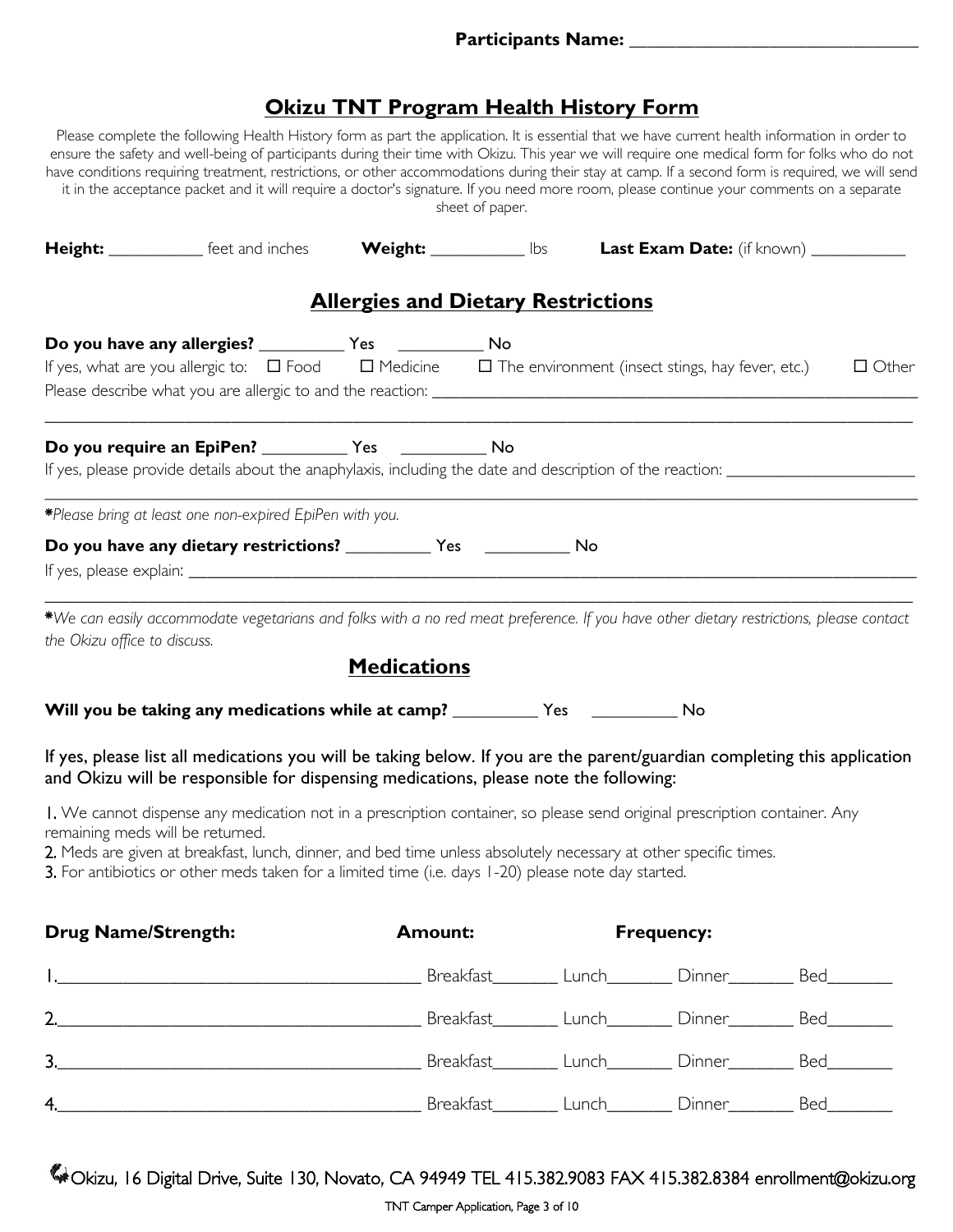**Participants Name:** ______________________________

# Okizu TNT Program Health History Form

Please complete the following Health History form as part the application. It is essential that we have current health information in order to ensure the safety and well-being of participants during their time with Okizu. This year we will require one medical form for folks who do not have conditions requiring treatment, restrictions, or other accommodations during their stay at camp. If a second form is required, we will send it in the acceptance packet and it will require a doctor's signature. If you need more room, please continue your comments on a separate sheet of paper.

**Height:** ___________ feet and inches **Weight:** ___________ lbs **Last Exam Date:** (if known) ___________

## Allergies and Dietary Restrictions

**Do you have any allergies?** __________ Yes __________ No

If yes, what are you allergic to: ☐ Food ☐ Medicine ☐ The environment (insect stings, hay fever, etc.) ☐ Other

Please describe what you are allergic to and the reaction: ____________________________________________

________________________________________________________________________________

**Do you require an EpiPen?** __________ Yes __________ No

If yes, please provide details about the anaphylaxis, including the date and description of the reaction: ______________________

________________________________________________________________________________

**\***_Please bring at least one non-expired EpiPen with you._

**Do you have any dietary restrictions?** __________ Yes __________ No

If yes, please explain: ____________________________________________________________

________________________________________________________________________________

**\***_We can easily accommodate vegetarians and folks with a no red meat preference. If you have other dietary restrictions, please contact the Okizu office to discuss._

## Medications

**Will you be taking any medications while at camp?** __________ Yes __________ No

If yes, please list all medications you will be taking below. If you are the parent/guardian completing this application and Okizu will be responsible for dispensing medications, please note the following:

1. We cannot dispense any medication not in a prescription container, so please send original prescription container. Any remaining meds will be returned.
2. Meds are given at breakfast, lunch, dinner, and bed time unless absolutely necessary at other specific times.
3. For antibiotics or other meds taken for a limited time (i.e. days 1-20) please note day started.

| Drug Name/Strength: | Amount: | Frequency: | | |
|---|---|---|---|---|
| 1.________________________________ | Breakfast_______ | Lunch_______ | Dinner_______ | Bed_______ |
| 2.________________________________ | Breakfast_______ | Lunch_______ | Dinner_______ | Bed_______ |
| 3.________________________________ | Breakfast_______ | Lunch_______ | Dinner_______ | Bed_______ |
| 4.________________________________ | Breakfast_______ | Lunch_______ | Dinner_______ | Bed_______ |

Okizu, 16 Digital Drive, Suite 130, Novato, CA 94949 TEL 415.382.9083 FAX 415.382.8384 enrollment@okizu.org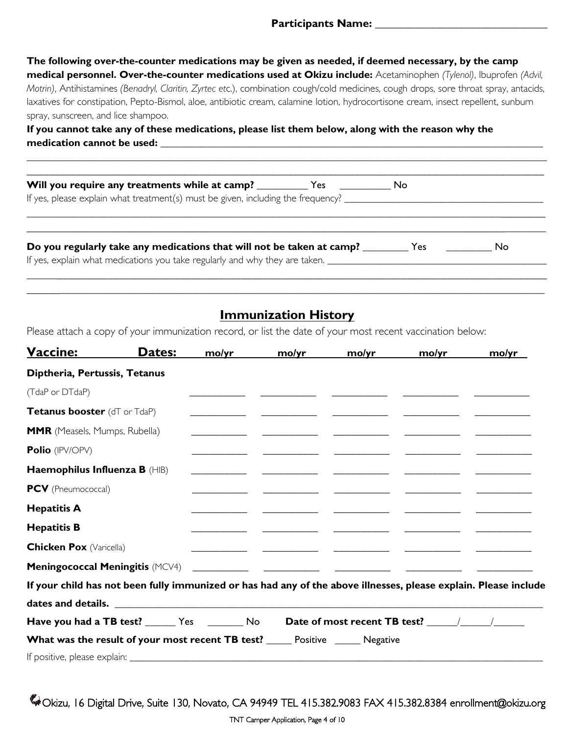**Participants Name:** _______________________________

**The following over-the-counter medications may be given as needed, if deemed necessary, by the camp medical personnel. Over-the-counter medications used at Okizu include:** Acetaminophen *(Tylenol)*, Ibuprofen *(Advil, Motrin)*, Antihistamines *(Benadryl, Claritin, Zyrtec etc.)*, combination cough/cold medicines, cough drops, sore throat spray, antacids, laxatives for constipation, Pepto-Bismol, aloe, antibiotic cream, calamine lotion, hydrocortisone cream, insect repellent, sunburn spray, sunscreen, and lice shampoo.

**If you cannot take any of these medications, please list them below, along with the reason why the medication cannot be used:** _______________________________________________

_______________________________________________________________________________

_______________________________________________________________________________

**Will you require any treatments while at camp?** __________ Yes __________ No

If yes, please explain what treatment(s) must be given, including the frequency? _______________________________

_______________________________________________________________________________

_______________________________________________________________________________

**Do you regularly take any medications that will not be taken at camp?** _________ Yes _________ No

If yes, explain what medications you take regularly and why they are taken. _______________________________

_______________________________________________________________________________

_______________________________________________________________________________

## Immunization History

Please attach a copy of your immunization record, or list the date of your most recent vaccination below:

| Vaccine: | Dates: mo/yr | mo/yr | mo/yr | mo/yr | mo/yr |
|---|---|---|---|---|---|
| **Diptheria, Pertussis, Tetanus** (TdaP or DTdaP) | ________ | ________ | ________ | ________ | ________ |
| **Tetanus booster** (dT or TdaP) | ________ | ________ | ________ | ________ | ________ |
| **MMR** (Measels, Mumps, Rubella) | ________ | ________ | ________ | ________ | ________ |
| **Polio** (IPV/OPV) | ________ | ________ | ________ | ________ | ________ |
| **Haemophilus Influenza B** (HIB) | ________ | ________ | ________ | ________ | ________ |
| **PCV** (Pneumococcal) | ________ | ________ | ________ | ________ | ________ |
| **Hepatitis A** | ________ | ________ | ________ | ________ | ________ |
| **Hepatitis B** | ________ | ________ | ________ | ________ | ________ |
| **Chicken Pox** (Varicella) | ________ | ________ | ________ | ________ | ________ |
| **Meningococcal Meningitis** (MCV4) | ________ | ________ | ________ | ________ | ________ |

**If your child has not been fully immunized or has had any of the above illnesses, please explain. Please include dates and details.** _______________________________________________

**Have you had a TB test?** ______ Yes _______ No **Date of most recent TB test?** ______/______/______

**What was the result of your most recent TB test?** _____ Positive _____ Negative

If positive, please explain: _______________________________________________

Okizu, 16 Digital Drive, Suite 130, Novato, CA 94949 TEL 415.382.9083 FAX 415.382.8384 enrollment@okizu.org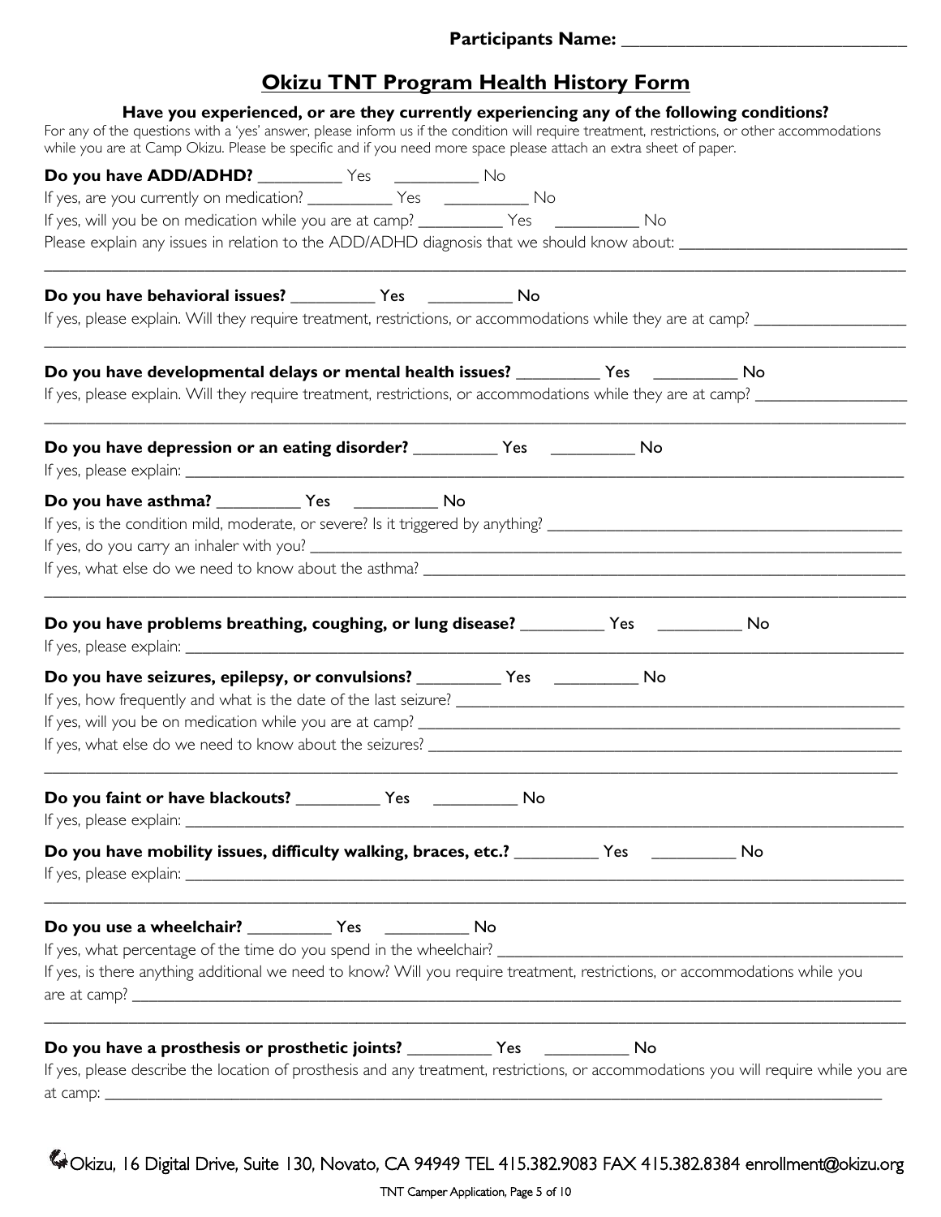**Participants Name: ______________________________**

# Okizu TNT Program Health History Form

**Have you experienced, or are they currently experiencing any of the following conditions?**

For any of the questions with a 'yes' answer, please inform us if the condition will require treatment, restrictions, or other accommodations while you are at Camp Okizu. Please be specific and if you need more space please attach an extra sheet of paper.

**Do you have ADD/ADHD?** __________ Yes __________ No

If yes, are you currently on medication? __________ Yes __________ No

If yes, will you be on medication while you are at camp? __________ Yes __________ No

Please explain any issues in relation to the ADD/ADHD diagnosis that we should know about: ______________________________

______________________________________________________________________________________________

**Do you have behavioral issues?** __________ Yes __________ No

If yes, please explain. Will they require treatment, restrictions, or accommodations while they are at camp? __________________

______________________________________________________________________________________________

**Do you have developmental delays or mental health issues?** __________ Yes __________ No

If yes, please explain. Will they require treatment, restrictions, or accommodations while they are at camp? __________________

______________________________________________________________________________________________

**Do you have depression or an eating disorder?** __________ Yes __________ No

If yes, please explain: ______________________________________________________________________________

**Do you have asthma?** __________ Yes __________ No

If yes, is the condition mild, moderate, or severe? Is it triggered by anything? ______________________________________

If yes, do you carry an inhaler with you? _______________________________________________________________

If yes, what else do we need to know about the asthma? ___________________________________________________

______________________________________________________________________________________________

**Do you have problems breathing, coughing, or lung disease?** __________ Yes __________ No

If yes, please explain: ______________________________________________________________________________

**Do you have seizures, epilepsy, or convulsions?** __________ Yes __________ No

If yes, how frequently and what is the date of the last seizure? _______________________________________________

If yes, will you be on medication while you are at camp? ____________________________________________________

If yes, what else do we need to know about the seizures? ____________________________________________________

______________________________________________________________________________________________

**Do you faint or have blackouts?** __________ Yes __________ No

If yes, please explain: ______________________________________________________________________________

**Do you have mobility issues, difficulty walking, braces, etc.?** __________ Yes __________ No

If yes, please explain: ______________________________________________________________________________

______________________________________________________________________________________________

**Do you use a wheelchair?** __________ Yes __________ No

If yes, what percentage of the time do you spend in the wheelchair? ____________________________________________

If yes, is there anything additional we need to know? Will you require treatment, restrictions, or accommodations while you are at camp? ___________________________________________________________________________________

______________________________________________________________________________________________

**Do you have a prosthesis or prosthetic joints?** __________ Yes __________ No

If yes, please describe the location of prosthesis and any treatment, restrictions, or accommodations you will require while you are at camp: ___________________________________________________________________________________

Okizu, 16 Digital Drive, Suite 130, Novato, CA 94949 TEL 415.382.9083 FAX 415.382.8384 enrollment@okizu.org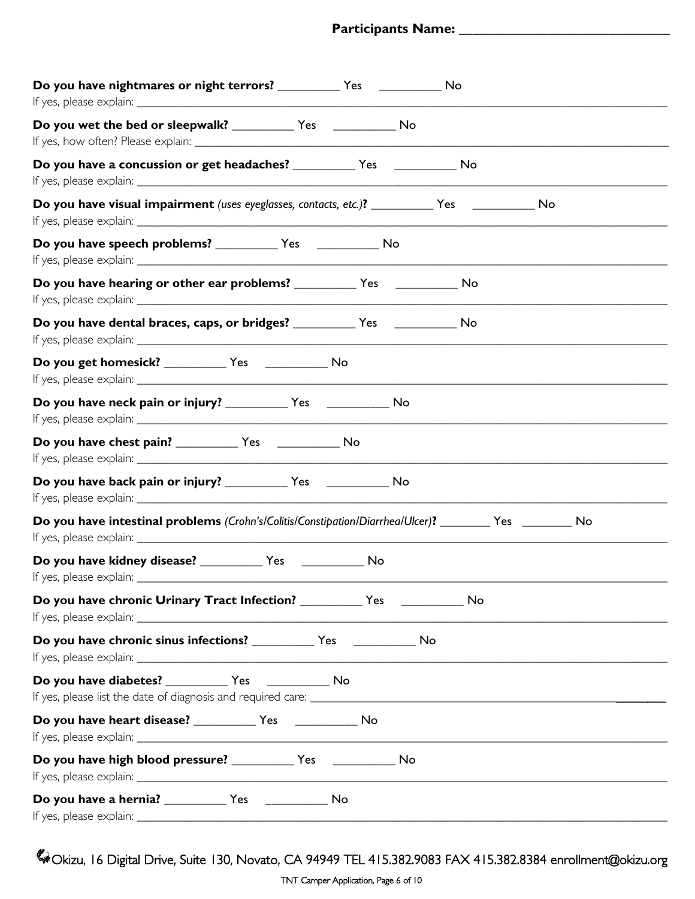**Participants Name: ______________________________**

**Do you have nightmares or night terrors?** __________ Yes __________ No
If yes, please explain: ______________________________________________________________________________

**Do you wet the bed or sleepwalk?** __________ Yes __________ No
If yes, how often? Please explain: ______________________________________________________________________

**Do you have a concussion or get headaches?** __________ Yes __________ No
If yes, please explain: ______________________________________________________________________________

**Do you have visual impairment** *(uses eyeglasses, contacts, etc.)***?** __________ Yes __________ No
If yes, please explain: ______________________________________________________________________________

**Do you have speech problems?** __________ Yes __________ No
If yes, please explain: ______________________________________________________________________________

**Do you have hearing or other ear problems?** __________ Yes __________ No
If yes, please explain: ______________________________________________________________________________

**Do you have dental braces, caps, or bridges?** __________ Yes __________ No
If yes, please explain: ______________________________________________________________________________

**Do you get homesick?** __________ Yes __________ No
If yes, please explain: ______________________________________________________________________________

**Do you have neck pain or injury?** __________ Yes __________ No
If yes, please explain: ______________________________________________________________________________

**Do you have chest pain?** __________ Yes __________ No
If yes, please explain: ______________________________________________________________________________

**Do you have back pain or injury?** __________ Yes __________ No
If yes, please explain: ______________________________________________________________________________

**Do you have intestinal problems** *(Crohn's/Colitis/Constipation/Diarrhea/Ulcer)***?** ________ Yes ________ No
If yes, please explain: ______________________________________________________________________________

**Do you have kidney disease?** __________ Yes __________ No
If yes, please explain: ______________________________________________________________________________

**Do you have chronic Urinary Tract Infection?** __________ Yes __________ No
If yes, please explain: ______________________________________________________________________________

**Do you have chronic sinus infections?** __________ Yes __________ No
If yes, please explain: ______________________________________________________________________________

**Do you have diabetes?** __________ Yes __________ No
If yes, please list the date of diagnosis and required care: ______________________________________________

**Do you have heart disease?** __________ Yes __________ No
If yes, please explain: ______________________________________________________________________________

**Do you have high blood pressure?** __________ Yes __________ No
If yes, please explain: ______________________________________________________________________________

**Do you have a hernia?** __________ Yes __________ No
If yes, please explain: ______________________________________________________________________________

Okizu, 16 Digital Drive, Suite 130, Novato, CA 94949 TEL 415.382.9083 FAX 415.382.8384 enrollment@okizu.org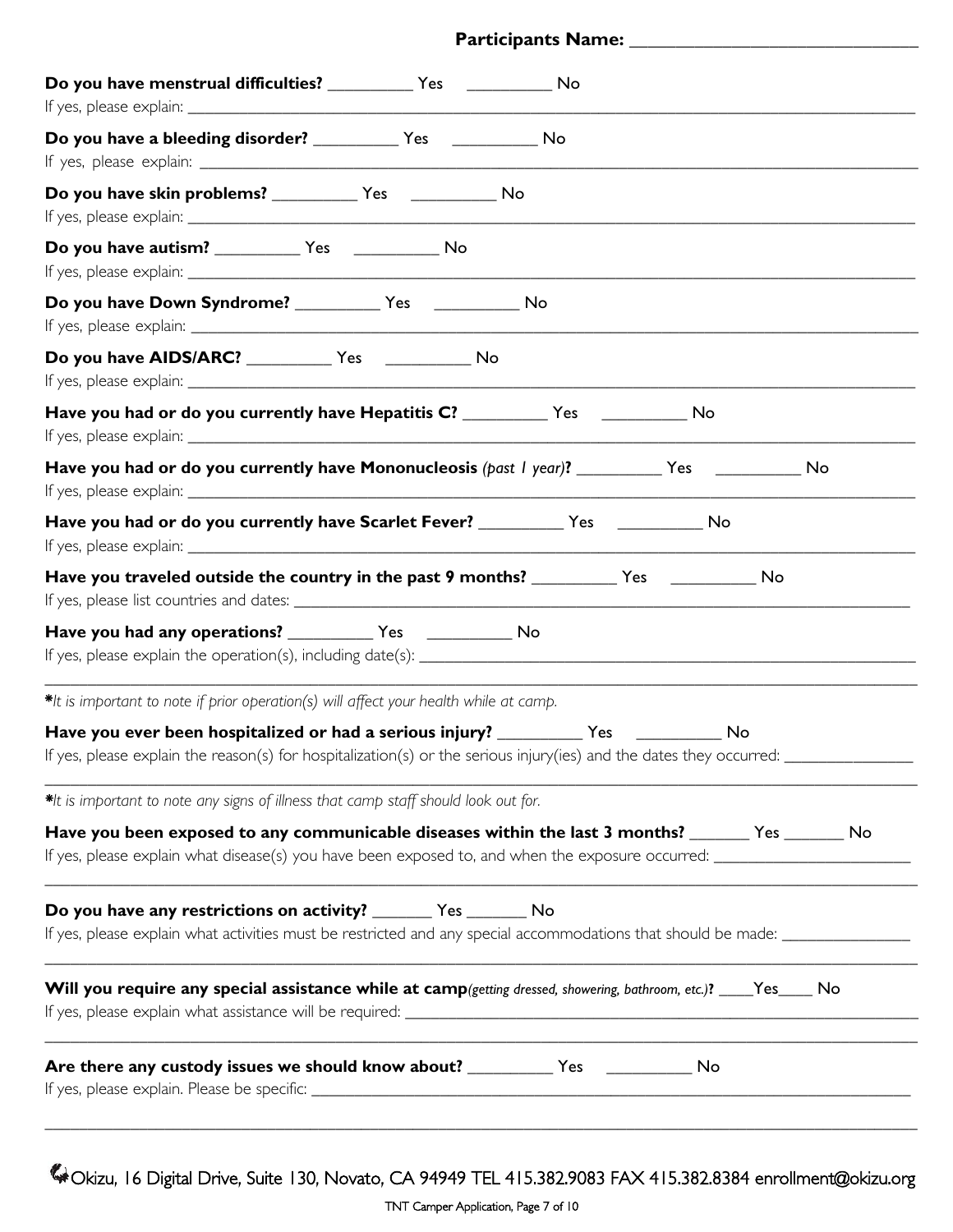**Participants Name:** ______________________________

**Do you have menstrual difficulties?** __________ Yes __________ No
If yes, please explain: ____________________________________________________________

**Do you have a bleeding disorder?** __________ Yes __________ No
If yes, please explain: ____________________________________________________________

**Do you have skin problems?** __________ Yes __________ No
If yes, please explain: ____________________________________________________________

**Do you have autism?** __________ Yes __________ No
If yes, please explain: ____________________________________________________________

**Do you have Down Syndrome?** __________ Yes __________ No
If yes, please explain: ____________________________________________________________

**Do you have AIDS/ARC?** __________ Yes __________ No
If yes, please explain: ____________________________________________________________

**Have you had or do you currently have Hepatitis C?** __________ Yes __________ No
If yes, please explain: ____________________________________________________________

**Have you had or do you currently have Mononucleosis** *(past 1 year)***?** __________ Yes __________ No
If yes, please explain: ____________________________________________________________

**Have you had or do you currently have Scarlet Fever?** __________ Yes __________ No
If yes, please explain: ____________________________________________________________

**Have you traveled outside the country in the past 9 months?** __________ Yes __________ No
If yes, please list countries and dates: ____________________________________________________________

**Have you had any operations?** __________ Yes __________ No
If yes, please explain the operation(s), including date(s): ____________________________________________________________

____________________________________________________________

***It is important to note if prior operation(s) will affect your health while at camp.***

**Have you ever been hospitalized or had a serious injury?** __________ Yes __________ No
If yes, please explain the reason(s) for hospitalization(s) or the serious injury(ies) and the dates they occurred: ________________

____________________________________________________________

***It is important to note any signs of illness that camp staff should look out for.***

**Have you been exposed to any communicable diseases within the last 3 months?** _______ Yes _______ No
If yes, please explain what disease(s) you have been exposed to, and when the exposure occurred: ________________________

____________________________________________________________

**Do you have any restrictions on activity?** _______ Yes _______ No
If yes, please explain what activities must be restricted and any special accommodations that should be made: ________________

____________________________________________________________

**Will you require any special assistance while at camp***(getting dressed, showering, bathroom, etc.)***?** ____Yes____ No
If yes, please explain what assistance will be required: ____________________________________________________________

____________________________________________________________

**Are there any custody issues we should know about?** __________ Yes __________ No
If yes, please explain. Please be specific: ____________________________________________________________

____________________________________________________________

Okizu, 16 Digital Drive, Suite 130, Novato, CA 94949 TEL 415.382.9083 FAX 415.382.8384 enrollment@okizu.org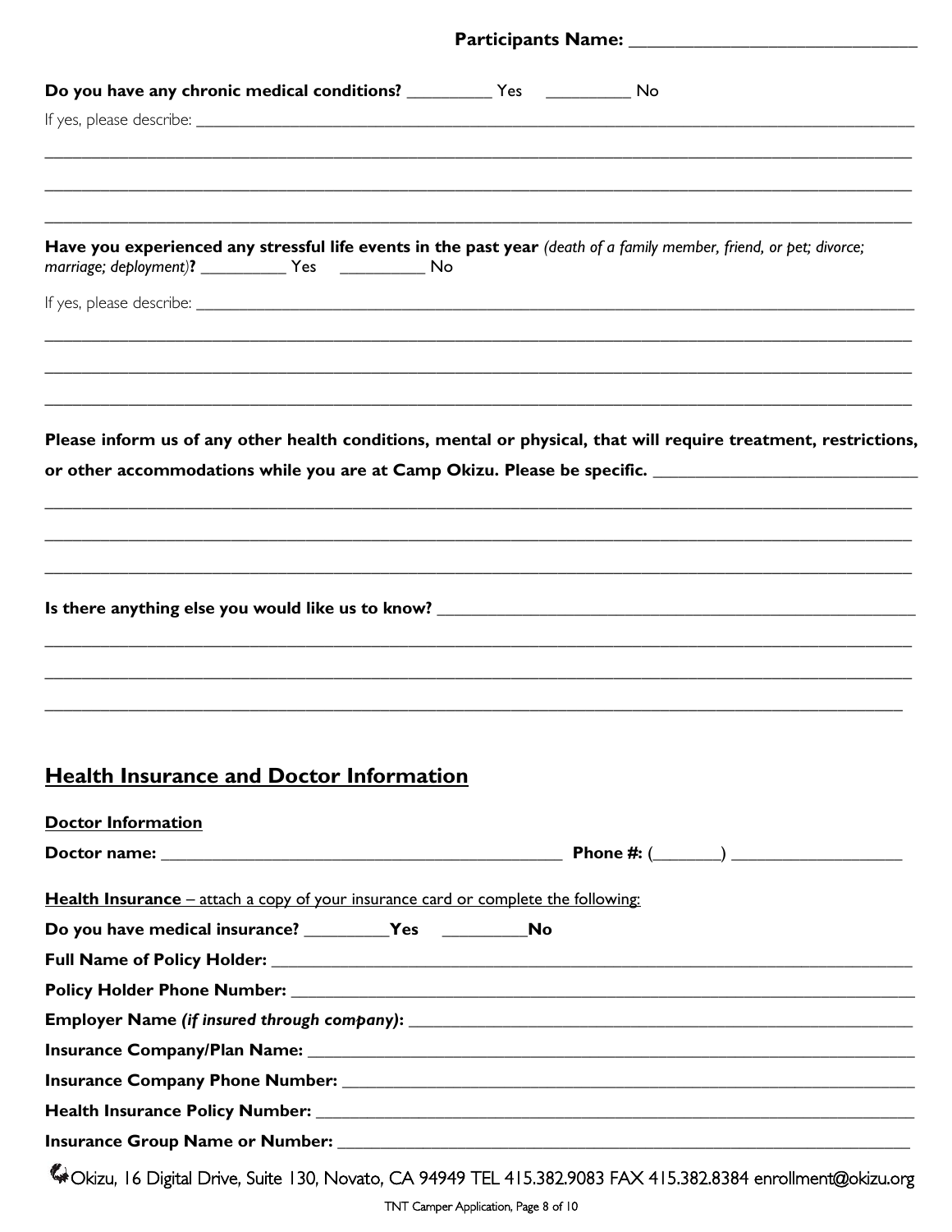**Participants Name:** ______________________________

**Do you have any chronic medical conditions?** _________ Yes _________ No

If yes, please describe: ______________________________________________________________________

______________________________________________________________________________________

______________________________________________________________________________________

______________________________________________________________________________________

**Have you experienced any stressful life events in the past year** *(death of a family member, friend, or pet; divorce; marriage; deployment)***?** _________ Yes _________ No

If yes, please describe: ______________________________________________________________________

______________________________________________________________________________________

______________________________________________________________________________________

______________________________________________________________________________________

**Please inform us of any other health conditions, mental or physical, that will require treatment, restrictions, or other accommodations while you are at Camp Okizu. Please be specific.** ______________________________

______________________________________________________________________________________

______________________________________________________________________________________

______________________________________________________________________________________

**Is there anything else you would like us to know?** ____________________________________________

______________________________________________________________________________________

______________________________________________________________________________________

______________________________________________________________________________________

## Health Insurance and Doctor Information

**Doctor Information**

**Doctor name:** ______________________________________ **Phone #:** (_______) __________________

**Health Insurance** – attach a copy of your insurance card or complete the following:

**Do you have medical insurance?** _________**Yes** _________**No**

**Full Name of Policy Holder:** ______________________________________________________________

**Policy Holder Phone Number:** _____________________________________________________________

**Employer Name** ***(if insured through company)*****:** ________________________________________________

**Insurance Company/Plan Name:** ___________________________________________________________

**Insurance Company Phone Number:** ________________________________________________________

**Health Insurance Policy Number:** __________________________________________________________

**Insurance Group Name or Number:** ________________________________________________________

Okizu, 16 Digital Drive, Suite 130, Novato, CA 94949 TEL 415.382.9083 FAX 415.382.8384 enrollment@okizu.org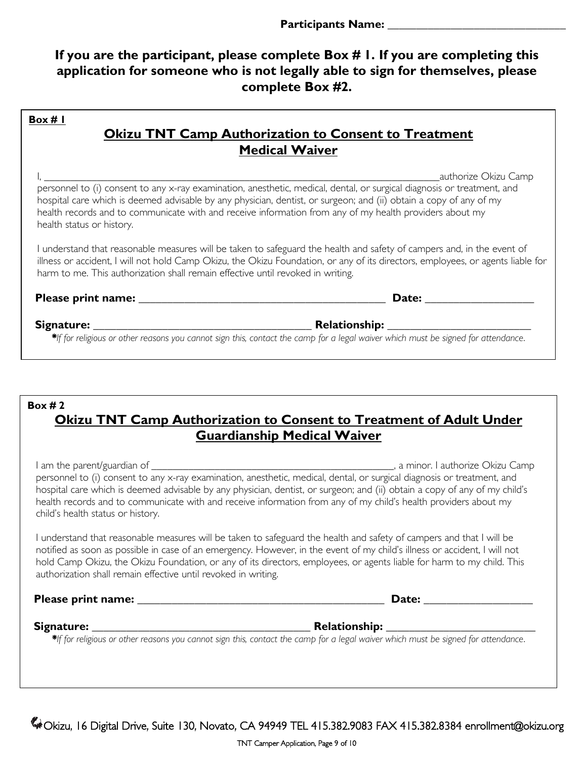**Participants Name: ______________________________**

**If you are the participant, please complete Box # 1. If you are completing this application for someone who is not legally able to sign for themselves, please complete Box #2.**

**Box # 1**

## Okizu TNT Camp Authorization to Consent to Treatment Medical Waiver

I, ____________________________________________________________________________authorize Okizu Camp personnel to (i) consent to any x-ray examination, anesthetic, medical, dental, or surgical diagnosis or treatment, and hospital care which is deemed advisable by any physician, dentist, or surgeon; and (ii) obtain a copy of any of my health records and to communicate with and receive information from any of my health providers about my health status or history.

I understand that reasonable measures will be taken to safeguard the health and safety of campers and, in the event of illness or accident, I will not hold Camp Okizu, the Okizu Foundation, or any of its directors, employees, or agents liable for harm to me. This authorization shall remain effective until revoked in writing.

**Please print name:** ____________________________________________ **Date:** __________________

**Signature:** _____________________________________ **Relationship:** ________________________

***If for religious or other reasons you cannot sign this, contact the camp for a legal waiver which must be signed for attendance.***

**Box # 2**

## Okizu TNT Camp Authorization to Consent to Treatment of Adult Under Guardianship Medical Waiver

I am the parent/guardian of _____________________________________________, a minor. I authorize Okizu Camp personnel to (i) consent to any x-ray examination, anesthetic, medical, dental, or surgical diagnosis or treatment, and hospital care which is deemed advisable by any physician, dentist, or surgeon; and (ii) obtain a copy of any of my child's health records and to communicate with and receive information from any of my child's health providers about my child's health status or history.

I understand that reasonable measures will be taken to safeguard the health and safety of campers and that I will be notified as soon as possible in case of an emergency. However, in the event of my child's illness or accident, I will not hold Camp Okizu, the Okizu Foundation, or any of its directors, employees, or agents liable for harm to my child. This authorization shall remain effective until revoked in writing.

**Please print name:** ____________________________________________ **Date:** __________________

**Signature:** _____________________________________ **Relationship:** ________________________

***If for religious or other reasons you cannot sign this, contact the camp for a legal waiver which must be signed for attendance.***

Okizu, 16 Digital Drive, Suite 130, Novato, CA 94949 TEL 415.382.9083 FAX 415.382.8384 enrollment@okizu.org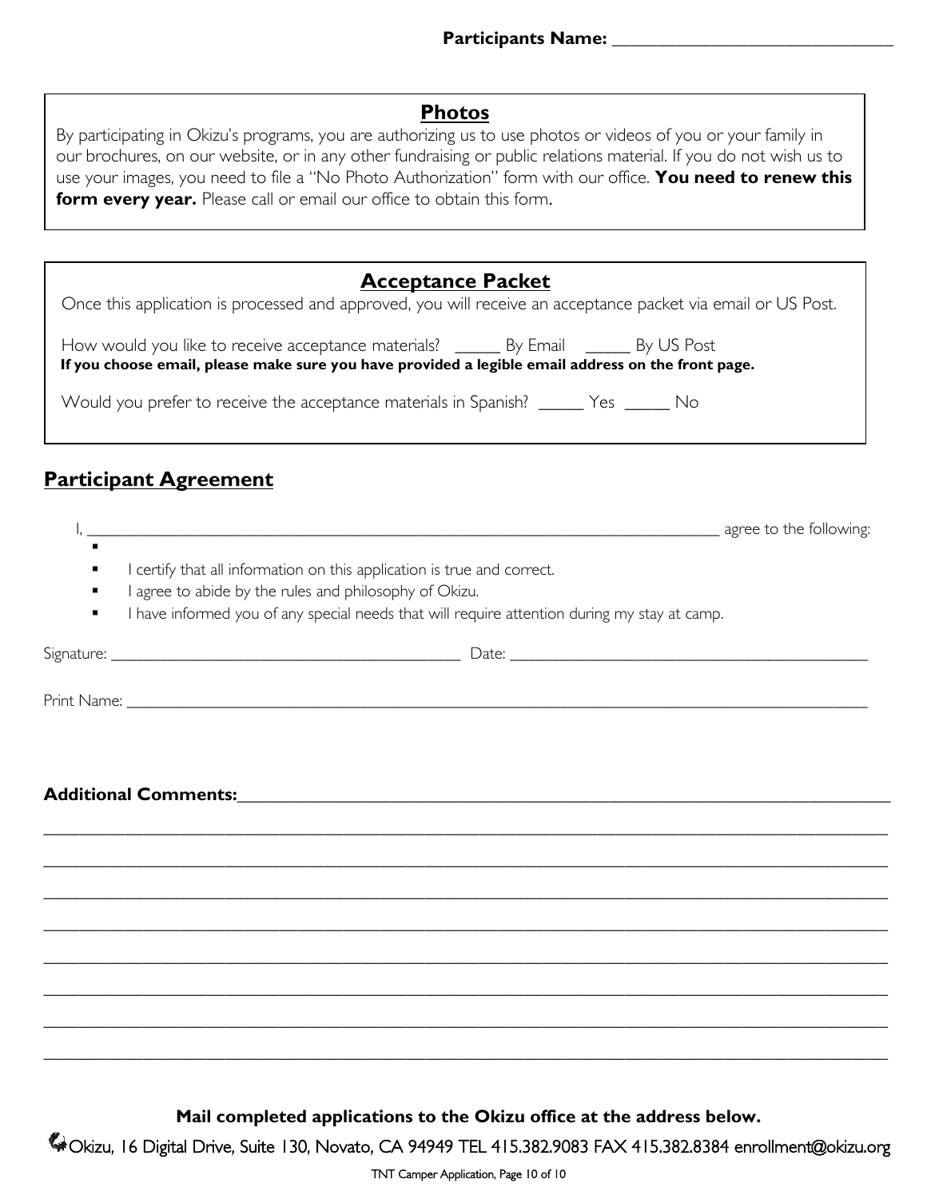**Participants Name:** _______________________________

## Photos

By participating in Okizu's programs, you are authorizing us to use photos or videos of you or your family in our brochures, on our website, or in any other fundraising or public relations material. If you do not wish us to use your images, you need to file a "No Photo Authorization" form with our office. **You need to renew this form every year.** Please call or email our office to obtain this form.

## Acceptance Packet

Once this application is processed and approved, you will receive an acceptance packet via email or US Post.

How would you like to receive acceptance materials? _____ By Email _____ By US Post

**If you choose email, please make sure you have provided a legible email address on the front page.**

Would you prefer to receive the acceptance materials in Spanish? _____ Yes _____ No

## Participant Agreement

I, ________________________________________________________________ agree to the following:

- I certify that all information on this application is true and correct.
- I agree to abide by the rules and philosophy of Okizu.
- I have informed you of any special needs that will require attention during my stay at camp.

Signature: ______________________________________ Date: ______________________________________

Print Name: ____________________________________________________________________________

**Additional Comments:**_________________________________________________________________

____________________________________________________________________________________

____________________________________________________________________________________

____________________________________________________________________________________

____________________________________________________________________________________

____________________________________________________________________________________

____________________________________________________________________________________

____________________________________________________________________________________

____________________________________________________________________________________

**Mail completed applications to the Okizu office at the address below.**

Okizu, 16 Digital Drive, Suite 130, Novato, CA 94949 TEL 415.382.9083 FAX 415.382.8384 enrollment@okizu.org